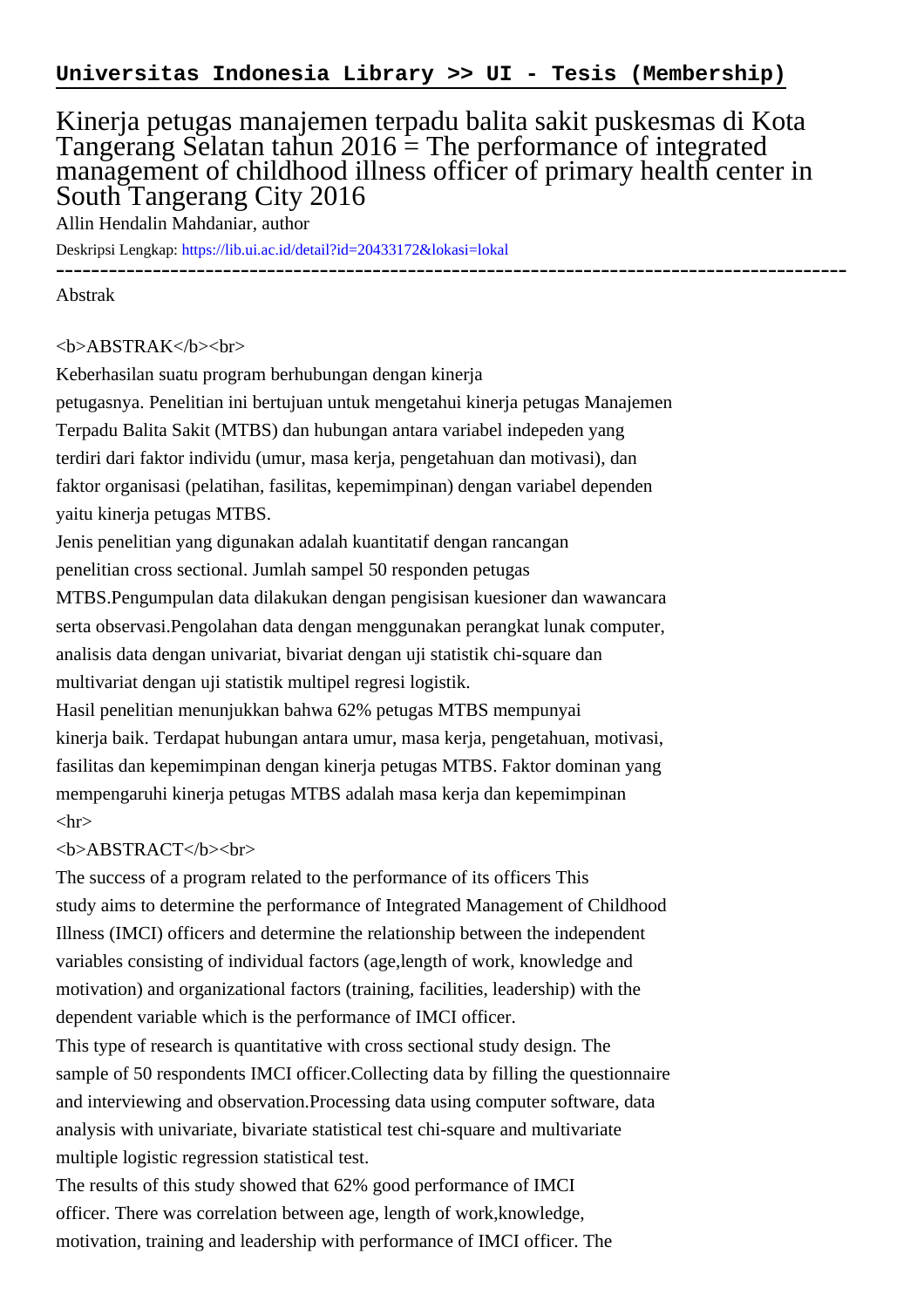**Universitas Indonesia Library >> UI - Tesis (Membership)**

# Kinerja petugas manajemen terpadu balita sakit puskesmas di Kota Tangerang Selatan tahun 2016 = The performance of integrated management of childhood illness officer of primary health center in South Tangerang City 2016

Allin Hendalin Mahdaniar, author

Deskripsi Lengkap: https://lib.ui.ac.id/detail?id=20433172&lokasi=lokal

------------------------------------------------------------------------------------------

Abstrak

<b>ABSTRAK</b><br>

Keberhasilan suatu program berhubungan dengan kinerja petugasnya. Penelitian ini bertujuan untuk mengetahui kinerja petugas Manajemen Terpadu Balita Sakit (MTBS) dan hubungan antara variabel indepeden yang terdiri dari faktor individu (umur, masa kerja, pengetahuan dan motivasi), dan faktor organisasi (pelatihan, fasilitas, kepemimpinan) dengan variabel dependen yaitu kinerja petugas MTBS.

Jenis penelitian yang digunakan adalah kuantitatif dengan rancangan penelitian cross sectional. Jumlah sampel 50 responden petugas MTBS.Pengumpulan data dilakukan dengan pengisisan kuesioner dan wawancara serta observasi.Pengolahan data dengan menggunakan perangkat lunak computer, analisis data dengan univariat, bivariat dengan uji statistik chi-square dan multivariat dengan uji statistik multipel regresi logistik.

Hasil penelitian menunjukkan bahwa 62% petugas MTBS mempunyai kinerja baik. Terdapat hubungan antara umur, masa kerja, pengetahuan, motivasi, fasilitas dan kepemimpinan dengan kinerja petugas MTBS. Faktor dominan yang mempengaruhi kinerja petugas MTBS adalah masa kerja dan kepemimpinan

<hr>

<b>ABSTRACT</b><br>

The success of a program related to the performance of its officers This study aims to determine the performance of Integrated Management of Childhood Illness (IMCI) officers and determine the relationship between the independent variables consisting of individual factors (age,length of work, knowledge and motivation) and organizational factors (training, facilities, leadership) with the dependent variable which is the performance of IMCI officer.

This type of research is quantitative with cross sectional study design. The sample of 50 respondents IMCI officer.Collecting data by filling the questionnaire and interviewing and observation.Processing data using computer software, data analysis with univariate, bivariate statistical test chi-square and multivariate multiple logistic regression statistical test.

The results of this study showed that 62% good performance of IMCI officer. There was correlation between age, length of work,knowledge, motivation, training and leadership with performance of IMCI officer. The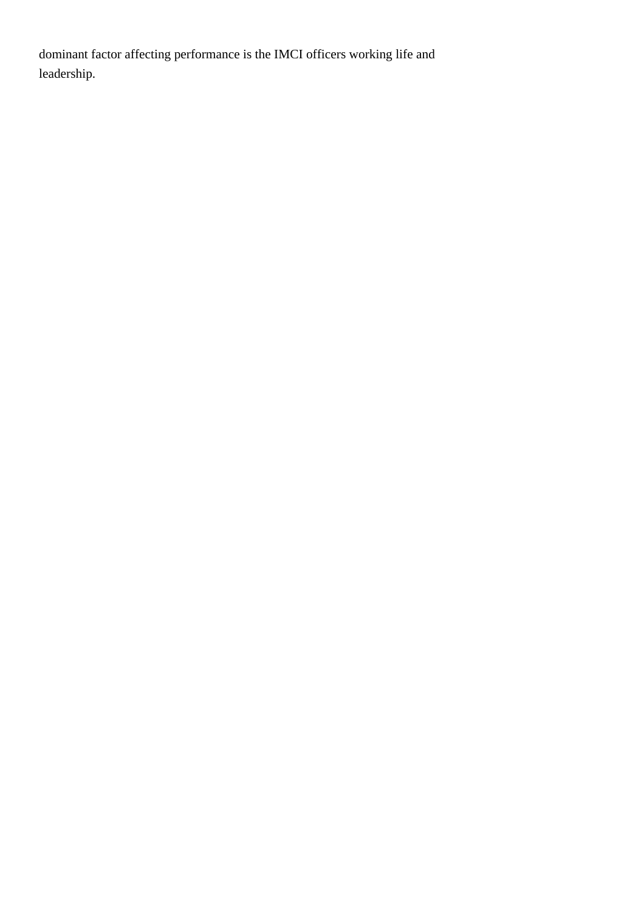dominant factor affecting performance is the IMCI officers working life and leadership.